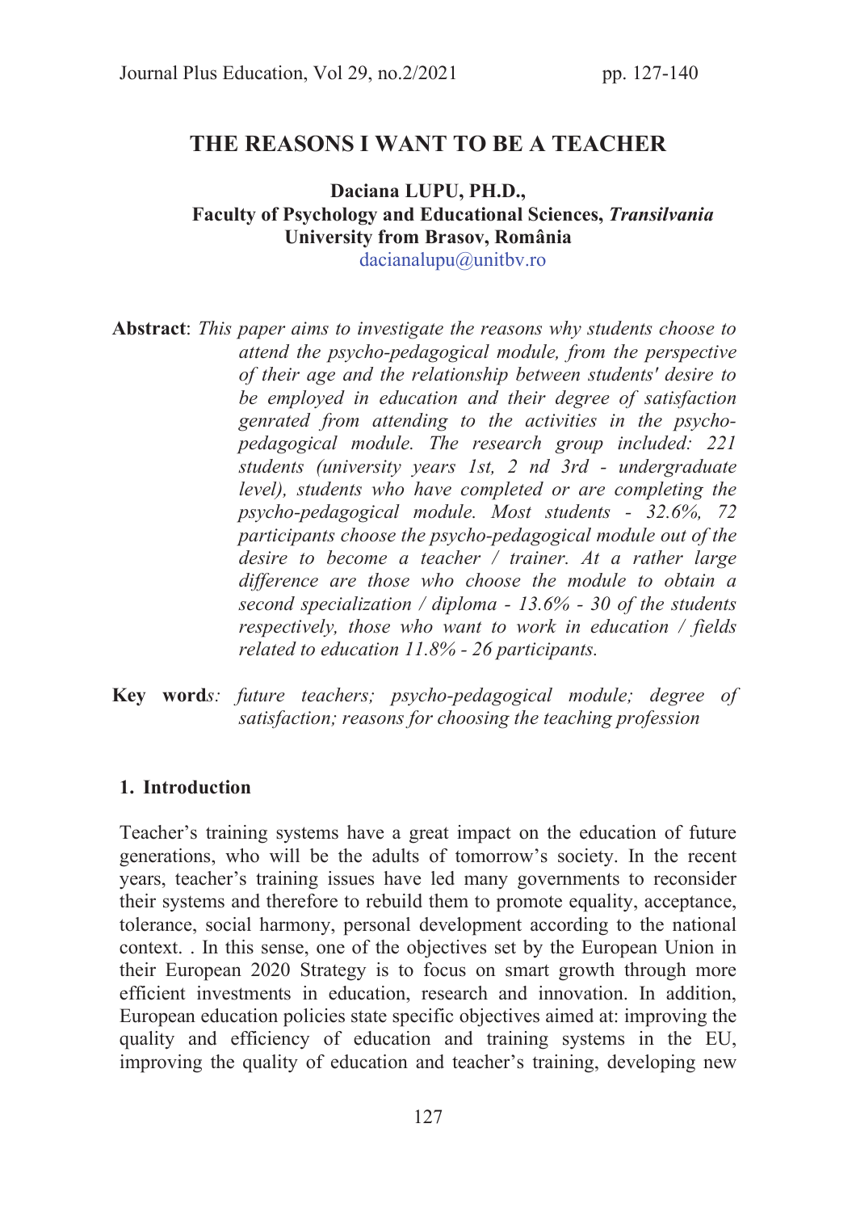# THE REASONS I WANT TO BE A TEACHER

**Daciana LUPU, PH.D.,**
**Faculty of Psychology and Educational Sciences, *Transilvania* University from Brasov, România**
dacianalupu@unitbv.ro

**Abstract**: *This paper aims to investigate the reasons why students choose to attend the psycho-pedagogical module, from the perspective of their age and the relationship between students' desire to be employed in education and their degree of satisfaction genrated from attending to the activities in the psycho-pedagogical module. The research group included: 221 students (university years 1st, 2 nd 3rd - undergraduate level), students who have completed or are completing the psycho-pedagogical module. Most students - 32.6%, 72 participants choose the psycho-pedagogical module out of the desire to become a teacher / trainer. At a rather large difference are those who choose the module to obtain a second specialization / diploma - 13.6% - 30 of the students respectively, those who want to work in education / fields related to education 11.8% - 26 participants.*

**Key words**: *future teachers; psycho-pedagogical module; degree of satisfaction; reasons for choosing the teaching profession*

## 1. Introduction

Teacher's training systems have a great impact on the education of future generations, who will be the adults of tomorrow's society. In the recent years, teacher's training issues have led many governments to reconsider their systems and therefore to rebuild them to promote equality, acceptance, tolerance, social harmony, personal development according to the national context. . In this sense, one of the objectives set by the European Union in their European 2020 Strategy is to focus on smart growth through more efficient investments in education, research and innovation. In addition, European education policies state specific objectives aimed at: improving the quality and efficiency of education and training systems in the EU, improving the quality of education and teacher's training, developing new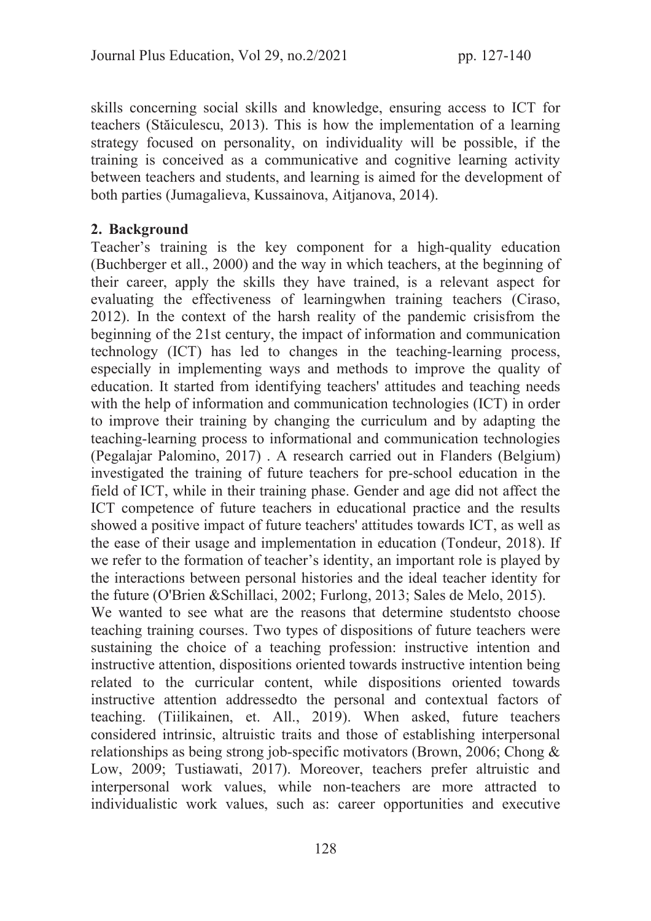skills concerning social skills and knowledge, ensuring access to ICT for teachers (Stăiculescu, 2013). This is how the implementation of a learning strategy focused on personality, on individuality will be possible, if the training is conceived as a communicative and cognitive learning activity between teachers and students, and learning is aimed for the development of both parties (Jumagalieva, Kussainova, Aitjanova, 2014).

## 2. Background

Teacher's training is the key component for a high-quality education (Buchberger et all., 2000) and the way in which teachers, at the beginning of their career, apply the skills they have trained, is a relevant aspect for evaluating the effectiveness of learningwhen training teachers (Ciraso, 2012). In the context of the harsh reality of the pandemic crisisfrom the beginning of the 21st century, the impact of information and communication technology (ICT) has led to changes in the teaching-learning process, especially in implementing ways and methods to improve the quality of education. It started from identifying teachers' attitudes and teaching needs with the help of information and communication technologies (ICT) in order to improve their training by changing the curriculum and by adapting the teaching-learning process to informational and communication technologies (Pegalajar Palomino, 2017) . A research carried out in Flanders (Belgium) investigated the training of future teachers for pre-school education in the field of ICT, while in their training phase. Gender and age did not affect the ICT competence of future teachers in educational practice and the results showed a positive impact of future teachers' attitudes towards ICT, as well as the ease of their usage and implementation in education (Tondeur, 2018). If we refer to the formation of teacher's identity, an important role is played by the interactions between personal histories and the ideal teacher identity for the future (O'Brien &Schillaci, 2002; Furlong, 2013; Sales de Melo, 2015).

We wanted to see what are the reasons that determine studentsto choose teaching training courses. Two types of dispositions of future teachers were sustaining the choice of a teaching profession: instructive intention and instructive attention, dispositions oriented towards instructive intention being related to the curricular content, while dispositions oriented towards instructive attention addressedto the personal and contextual factors of teaching. (Tiilikainen, et. All., 2019). When asked, future teachers considered intrinsic, altruistic traits and those of establishing interpersonal relationships as being strong job-specific motivators (Brown, 2006; Chong & Low, 2009; Tustiawati, 2017). Moreover, teachers prefer altruistic and interpersonal work values, while non-teachers are more attracted to individualistic work values, such as: career opportunities and executive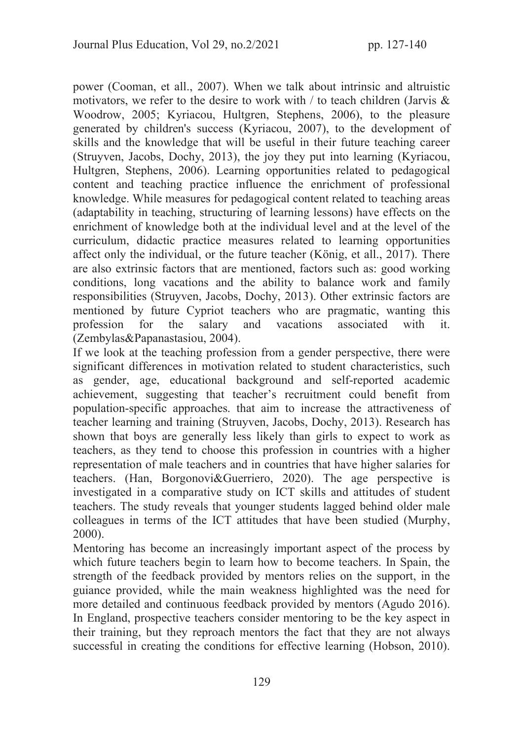power (Cooman, et all., 2007). When we talk about intrinsic and altruistic motivators, we refer to the desire to work with / to teach children (Jarvis & Woodrow, 2005; Kyriacou, Hultgren, Stephens, 2006), to the pleasure generated by children's success (Kyriacou, 2007), to the development of skills and the knowledge that will be useful in their future teaching career (Struyven, Jacobs, Dochy, 2013), the joy they put into learning (Kyriacou, Hultgren, Stephens, 2006). Learning opportunities related to pedagogical content and teaching practice influence the enrichment of professional knowledge. While measures for pedagogical content related to teaching areas (adaptability in teaching, structuring of learning lessons) have effects on the enrichment of knowledge both at the individual level and at the level of the curriculum, didactic practice measures related to learning opportunities affect only the individual, or the future teacher (König, et all., 2017). There are also extrinsic factors that are mentioned, factors such as: good working conditions, long vacations and the ability to balance work and family responsibilities (Struyven, Jacobs, Dochy, 2013). Other extrinsic factors are mentioned by future Cypriot teachers who are pragmatic, wanting this profession for the salary and vacations associated with it. (Zembylas&Papanastasiou, 2004).

If we look at the teaching profession from a gender perspective, there were significant differences in motivation related to student characteristics, such as gender, age, educational background and self-reported academic achievement, suggesting that teacher's recruitment could benefit from population-specific approaches. that aim to increase the attractiveness of teacher learning and training (Struyven, Jacobs, Dochy, 2013). Research has shown that boys are generally less likely than girls to expect to work as teachers, as they tend to choose this profession in countries with a higher representation of male teachers and in countries that have higher salaries for teachers. (Han, Borgonovi&Guerriero, 2020). The age perspective is investigated in a comparative study on ICT skills and attitudes of student teachers. The study reveals that younger students lagged behind older male colleagues in terms of the ICT attitudes that have been studied (Murphy, 2000).

Mentoring has become an increasingly important aspect of the process by which future teachers begin to learn how to become teachers. In Spain, the strength of the feedback provided by mentors relies on the support, in the guiance provided, while the main weakness highlighted was the need for more detailed and continuous feedback provided by mentors (Agudo 2016). In England, prospective teachers consider mentoring to be the key aspect in their training, but they reproach mentors the fact that they are not always successful in creating the conditions for effective learning (Hobson, 2010).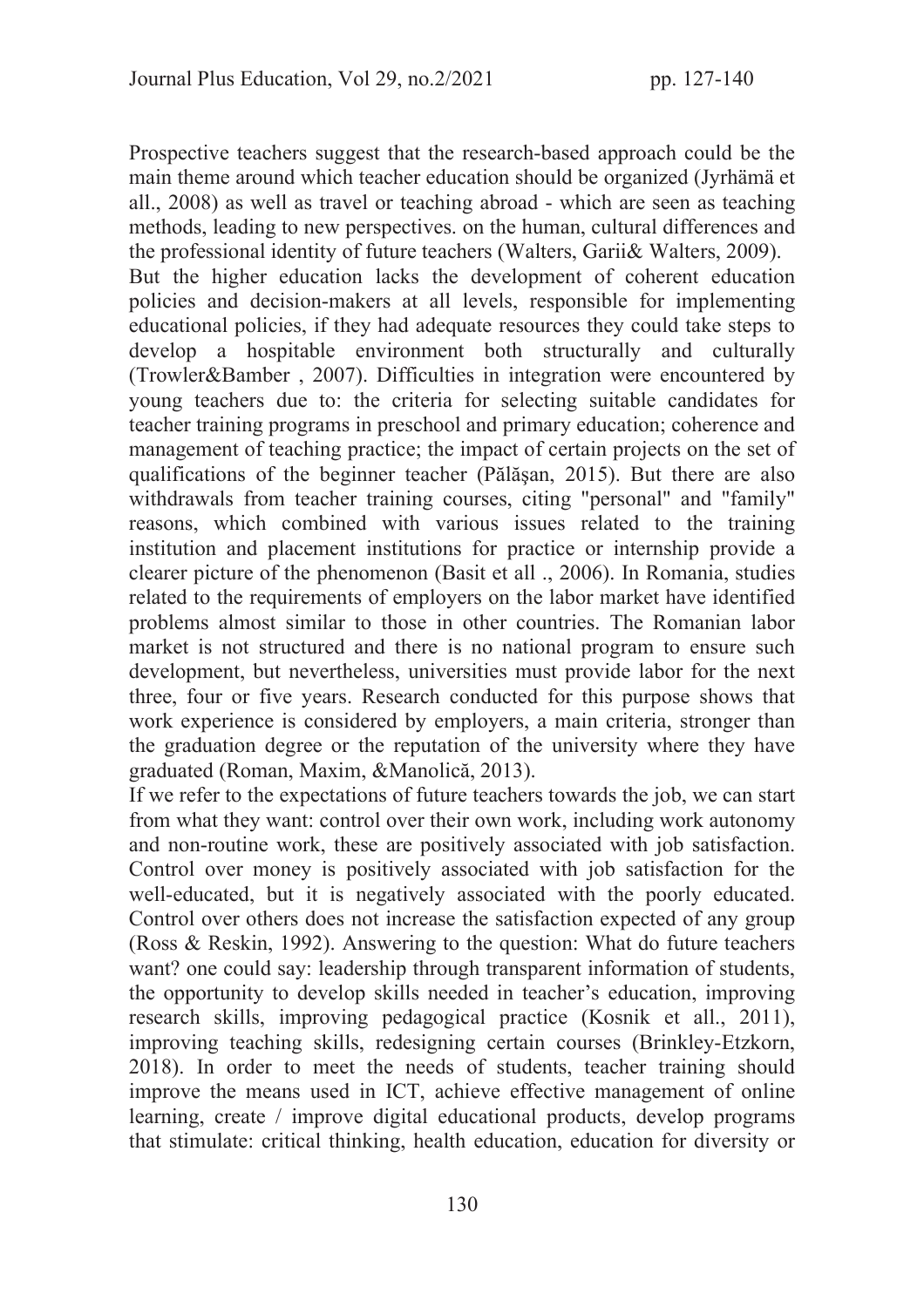Prospective teachers suggest that the research-based approach could be the main theme around which teacher education should be organized (Jyrhämä et all., 2008) as well as travel or teaching abroad - which are seen as teaching methods, leading to new perspectives. on the human, cultural differences and the professional identity of future teachers (Walters, Garii& Walters, 2009).

But the higher education lacks the development of coherent education policies and decision-makers at all levels, responsible for implementing educational policies, if they had adequate resources they could take steps to develop a hospitable environment both structurally and culturally (Trowler&Bamber , 2007). Difficulties in integration were encountered by young teachers due to: the criteria for selecting suitable candidates for teacher training programs in preschool and primary education; coherence and management of teaching practice; the impact of certain projects on the set of qualifications of the beginner teacher (Pălăşan, 2015). But there are also withdrawals from teacher training courses, citing "personal" and "family" reasons, which combined with various issues related to the training institution and placement institutions for practice or internship provide a clearer picture of the phenomenon (Basit et all ., 2006). In Romania, studies related to the requirements of employers on the labor market have identified problems almost similar to those in other countries. The Romanian labor market is not structured and there is no national program to ensure such development, but nevertheless, universities must provide labor for the next three, four or five years. Research conducted for this purpose shows that work experience is considered by employers, a main criteria, stronger than the graduation degree or the reputation of the university where they have graduated (Roman, Maxim, &Manolică, 2013).

If we refer to the expectations of future teachers towards the job, we can start from what they want: control over their own work, including work autonomy and non-routine work, these are positively associated with job satisfaction. Control over money is positively associated with job satisfaction for the well-educated, but it is negatively associated with the poorly educated. Control over others does not increase the satisfaction expected of any group (Ross & Reskin, 1992). Answering to the question: What do future teachers want? one could say: leadership through transparent information of students, the opportunity to develop skills needed in teacher's education, improving research skills, improving pedagogical practice (Kosnik et all., 2011), improving teaching skills, redesigning certain courses (Brinkley-Etzkorn, 2018). In order to meet the needs of students, teacher training should improve the means used in ICT, achieve effective management of online learning, create / improve digital educational products, develop programs that stimulate: critical thinking, health education, education for diversity or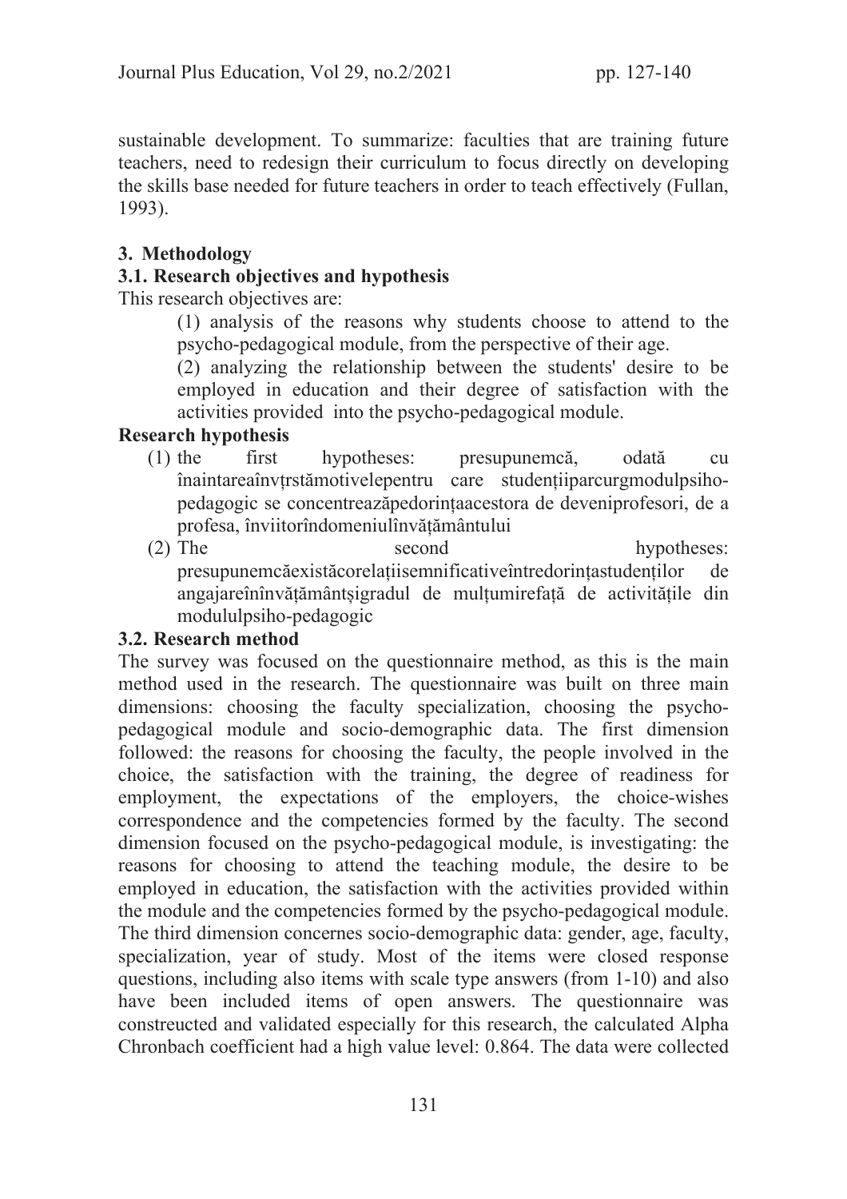sustainable development. To summarize: faculties that are training future teachers, need to redesign their curriculum to focus directly on developing the skills base needed for future teachers in order to teach effectively (Fullan, 1993).

## 3. Methodology

### 3.1. Research objectives and hypothesis

This research objectives are:

(1) analysis of the reasons why students choose to attend to the psycho-pedagogical module, from the perspective of their age.

(2) analyzing the relationship between the students' desire to be employed in education and their degree of satisfaction with the activities provided into the psycho-pedagogical module.

**Research hypothesis**

(1) the first hypotheses: presupunemcă, odată cu înaintareaînvțrstămotivelepentru care studențiiparcurgmodulpsiho-pedagogic se concentreazăpedorințaacestora de deveniprofesori, de a profesa, înviitorîndomeniulînvățământului

(2) The second hypotheses: presupunemcăexistăcorelațiisemnificativeîntredorințastudenților de angajareînînvățământșigradul de mulțumirefață de activitățile din modululpsiho-pedagogic

### 3.2. Research method

The survey was focused on the questionnaire method, as this is the main method used in the research. The questionnaire was built on three main dimensions: choosing the faculty specialization, choosing the psycho-pedagogical module and socio-demographic data. The first dimension followed: the reasons for choosing the faculty, the people involved in the choice, the satisfaction with the training, the degree of readiness for employment, the expectations of the employers, the choice-wishes correspondence and the competencies formed by the faculty. The second dimension focused on the psycho-pedagogical module, is investigating: the reasons for choosing to attend the teaching module, the desire to be employed in education, the satisfaction with the activities provided within the module and the competencies formed by the psycho-pedagogical module. The third dimension concernes socio-demographic data: gender, age, faculty, specialization, year of study. Most of the items were closed response questions, including also items with scale type answers (from 1-10) and also have been included items of open answers. The questionnaire was constreucted and validated especially for this research, the calculated Alpha Chronbach coefficient had a high value level: 0.864. The data were collected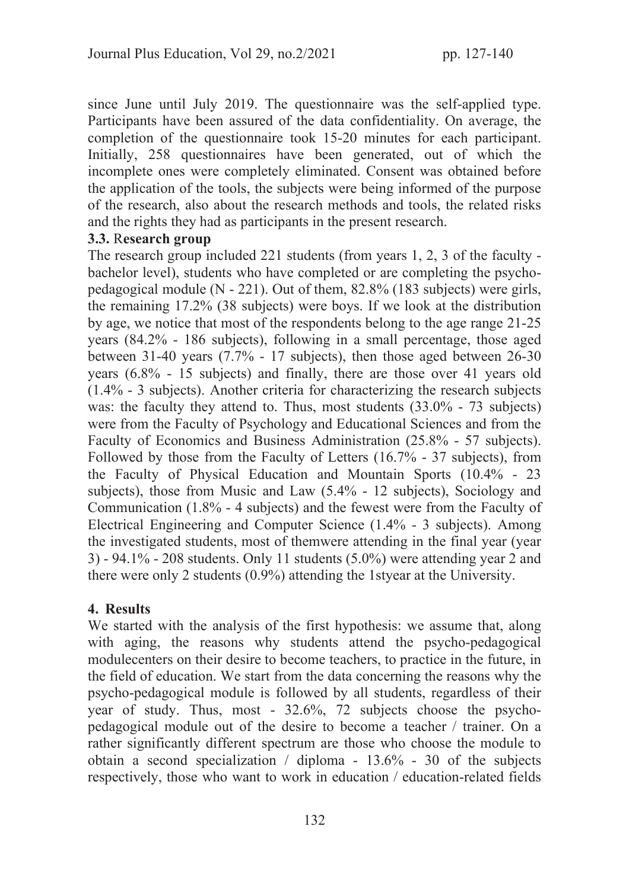since June until July 2019. The questionnaire was the self-applied type. Participants have been assured of the data confidentiality. On average, the completion of the questionnaire took 15-20 minutes for each participant. Initially, 258 questionnaires have been generated, out of which the incomplete ones were completely eliminated. Consent was obtained before the application of the tools, the subjects were being informed of the purpose of the research, also about the research methods and tools, the related risks and the rights they had as participants in the present research.

### 3.3. Research group

The research group included 221 students (from years 1, 2, 3 of the faculty - bachelor level), students who have completed or are completing the psycho-pedagogical module (N - 221). Out of them, 82.8% (183 subjects) were girls, the remaining 17.2% (38 subjects) were boys. If we look at the distribution by age, we notice that most of the respondents belong to the age range 21-25 years (84.2% - 186 subjects), following in a small percentage, those aged between 31-40 years (7.7% - 17 subjects), then those aged between 26-30 years (6.8% - 15 subjects) and finally, there are those over 41 years old (1.4% - 3 subjects). Another criteria for characterizing the research subjects was: the faculty they attend to. Thus, most students (33.0% - 73 subjects) were from the Faculty of Psychology and Educational Sciences and from the Faculty of Economics and Business Administration (25.8% - 57 subjects). Followed by those from the Faculty of Letters (16.7% - 37 subjects), from the Faculty of Physical Education and Mountain Sports (10.4% - 23 subjects), those from Music and Law (5.4% - 12 subjects), Sociology and Communication (1.8% - 4 subjects) and the fewest were from the Faculty of Electrical Engineering and Computer Science (1.4% - 3 subjects). Among the investigated students, most of themwere attending in the final year (year 3) - 94.1% - 208 students. Only 11 students (5.0%) were attending year 2 and there were only 2 students (0.9%) attending the 1styear at the University.

## 4. Results

We started with the analysis of the first hypothesis: we assume that, along with aging, the reasons why students attend the psycho-pedagogical modulecenters on their desire to become teachers, to practice in the future, in the field of education. We start from the data concerning the reasons why the psycho-pedagogical module is followed by all students, regardless of their year of study. Thus, most - 32.6%, 72 subjects choose the psycho-pedagogical module out of the desire to become a teacher / trainer. On a rather significantly different spectrum are those who choose the module to obtain a second specialization / diploma - 13.6% - 30 of the subjects respectively, those who want to work in education / education-related fields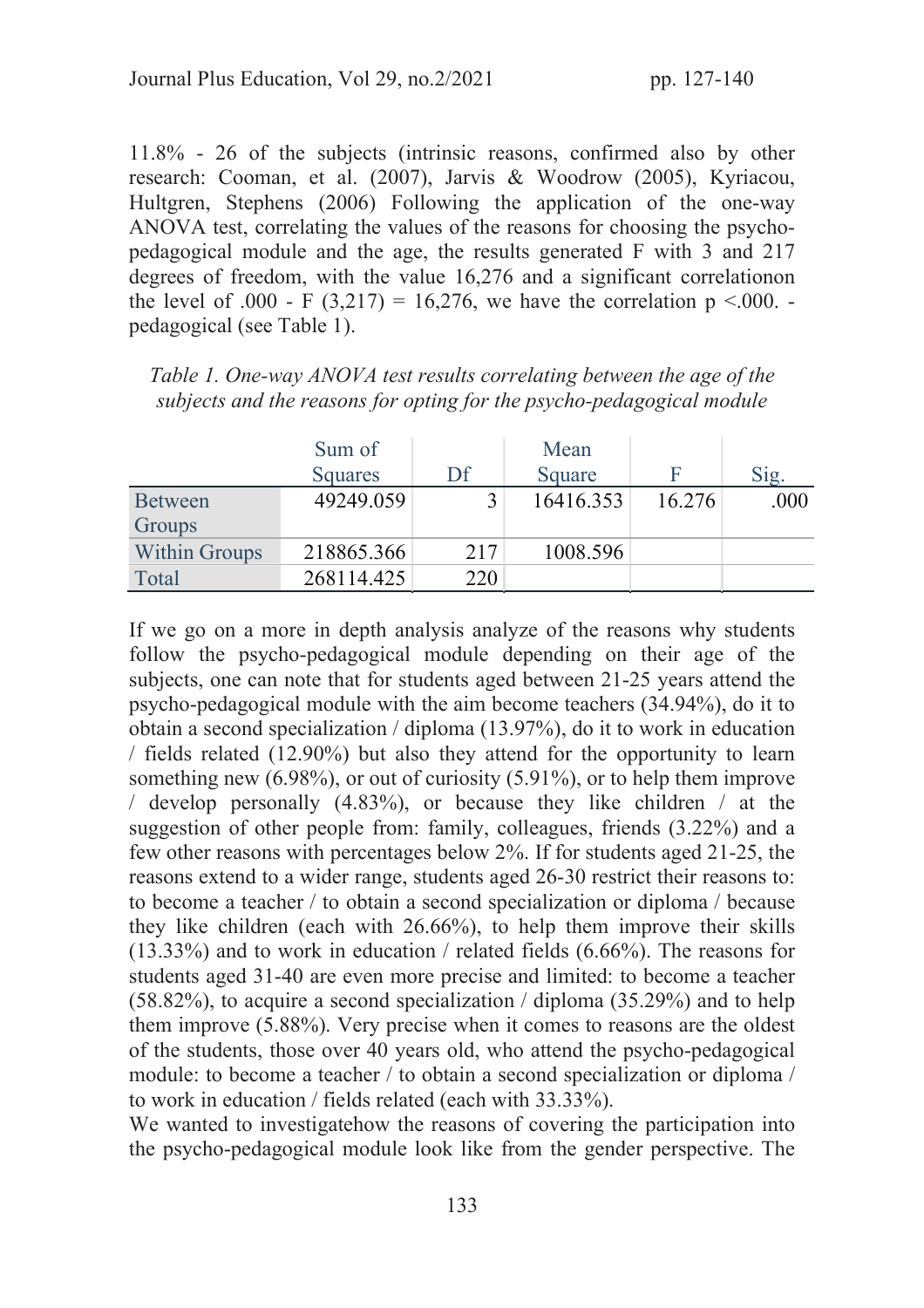11.8% - 26 of the subjects (intrinsic reasons, confirmed also by other research: Cooman, et al. (2007), Jarvis & Woodrow (2005), Kyriacou, Hultgren, Stephens (2006) Following the application of the one-way ANOVA test, correlating the values of the reasons for choosing the psycho-pedagogical module and the age, the results generated F with 3 and 217 degrees of freedom, with the value 16,276 and a significant correlationon the level of .000 - $F (3,217) = 16,276$, we have the correlation $p <.000$. - pedagogical (see Table 1).

*Table 1. One-way ANOVA test results correlating between the age of the subjects and the reasons for opting for the psycho-pedagogical module*

| | Sum of Squares | Df | Mean Square | F | Sig. |
|---|---|---|---|---|---|
| Between Groups | 49249.059 | 3 | 16416.353 | 16.276 | .000 |
| Within Groups | 218865.366 | 217 | 1008.596 | | |
| Total | 268114.425 | 220 | | | |

If we go on a more in depth analysis analyze of the reasons why students follow the psycho-pedagogical module depending on their age of the subjects, one can note that for students aged between 21-25 years attend the psycho-pedagogical module with the aim become teachers (34.94%), do it to obtain a second specialization / diploma (13.97%), do it to work in education / fields related (12.90%) but also they attend for the opportunity to learn something new (6.98%), or out of curiosity (5.91%), or to help them improve / develop personally (4.83%), or because they like children / at the suggestion of other people from: family, colleagues, friends (3.22%) and a few other reasons with percentages below 2%. If for students aged 21-25, the reasons extend to a wider range, students aged 26-30 restrict their reasons to: to become a teacher / to obtain a second specialization or diploma / because they like children (each with 26.66%), to help them improve their skills (13.33%) and to work in education / related fields (6.66%). The reasons for students aged 31-40 are even more precise and limited: to become a teacher (58.82%), to acquire a second specialization / diploma (35.29%) and to help them improve (5.88%). Very precise when it comes to reasons are the oldest of the students, those over 40 years old, who attend the psycho-pedagogical module: to become a teacher / to obtain a second specialization or diploma / to work in education / fields related (each with 33.33%).

We wanted to investigatehow the reasons of covering the participation into the psycho-pedagogical module look like from the gender perspective. The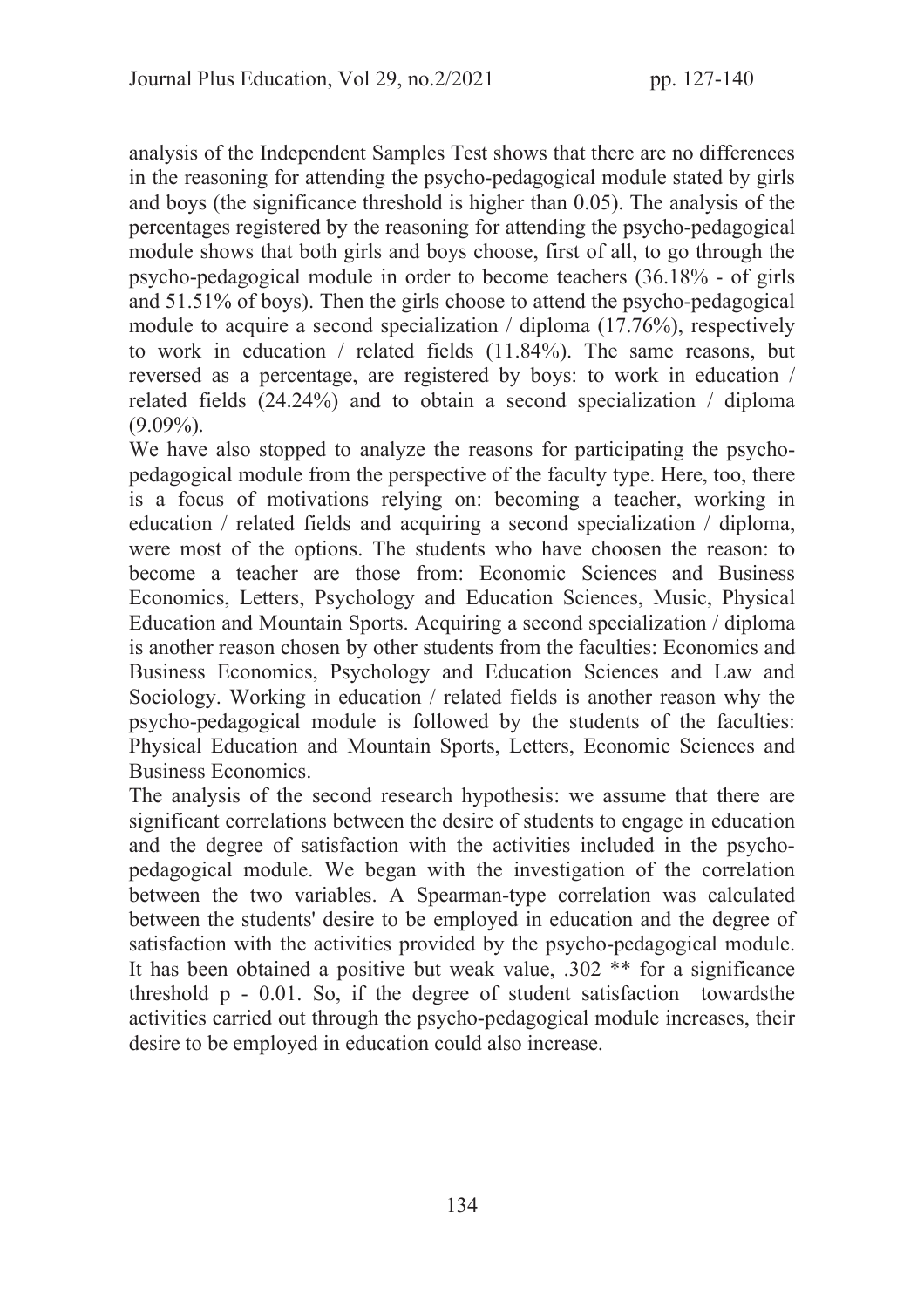analysis of the Independent Samples Test shows that there are no differences in the reasoning for attending the psycho-pedagogical module stated by girls and boys (the significance threshold is higher than 0.05). The analysis of the percentages registered by the reasoning for attending the psycho-pedagogical module shows that both girls and boys choose, first of all, to go through the psycho-pedagogical module in order to become teachers (36.18% - of girls and 51.51% of boys). Then the girls choose to attend the psycho-pedagogical module to acquire a second specialization / diploma (17.76%), respectively to work in education / related fields (11.84%). The same reasons, but reversed as a percentage, are registered by boys: to work in education / related fields (24.24%) and to obtain a second specialization / diploma (9.09%).

We have also stopped to analyze the reasons for participating the psycho-pedagogical module from the perspective of the faculty type. Here, too, there is a focus of motivations relying on: becoming a teacher, working in education / related fields and acquiring a second specialization / diploma, were most of the options. The students who have choosen the reason: to become a teacher are those from: Economic Sciences and Business Economics, Letters, Psychology and Education Sciences, Music, Physical Education and Mountain Sports. Acquiring a second specialization / diploma is another reason chosen by other students from the faculties: Economics and Business Economics, Psychology and Education Sciences and Law and Sociology. Working in education / related fields is another reason why the psycho-pedagogical module is followed by the students of the faculties: Physical Education and Mountain Sports, Letters, Economic Sciences and Business Economics.

The analysis of the second research hypothesis: we assume that there are significant correlations between the desire of students to engage in education and the degree of satisfaction with the activities included in the psycho-pedagogical module. We began with the investigation of the correlation between the two variables. A Spearman-type correlation was calculated between the students' desire to be employed in education and the degree of satisfaction with the activities provided by the psycho-pedagogical module. It has been obtained a positive but weak value, .302 ** for a significance threshold p - 0.01. So, if the degree of student satisfaction towardsthe activities carried out through the psycho-pedagogical module increases, their desire to be employed in education could also increase.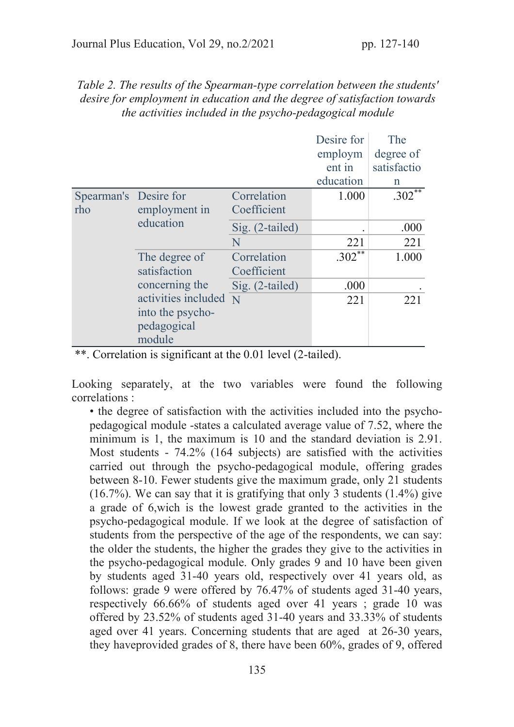*Table 2. The results of the Spearman-type correlation between the students' desire for employment in education and the degree of satisfaction towards the activities included in the psycho-pedagogical module*

| | | | Desire for employment in education | The degree of satisfaction |
|---|---|---|---|---|
| Spearman's rho | Desire for employment in education | Correlation Coefficient | 1.000 | .302** |
| | | Sig. (2-tailed) | . | .000 |
| | | N | 221 | 221 |
| | The degree of satisfaction concerning the activities included into the psycho-pedagogical module | Correlation Coefficient | .302** | 1.000 |
| | | Sig. (2-tailed) | .000 | . |
| | | N | 221 | 221 |

**. Correlation is significant at the 0.01 level (2-tailed).

Looking separately, at the two variables were found the following correlations :

- the degree of satisfaction with the activities included into the psycho-pedagogical module -states a calculated average value of 7.52, where the minimum is 1, the maximum is 10 and the standard deviation is 2.91. Most students - 74.2% (164 subjects) are satisfied with the activities carried out through the psycho-pedagogical module, offering grades between 8-10. Fewer students give the maximum grade, only 21 students (16.7%). We can say that it is gratifying that only 3 students (1.4%) give a grade of 6,wich is the lowest grade granted to the activities in the psycho-pedagogical module. If we look at the degree of satisfaction of students from the perspective of the age of the respondents, we can say: the older the students, the higher the grades they give to the activities in the psycho-pedagogical module. Only grades 9 and 10 have been given by students aged 31-40 years old, respectively over 41 years old, as follows: grade 9 were offered by 76.47% of students aged 31-40 years, respectively 66.66% of students aged over 41 years ; grade 10 was offered by 23.52% of students aged 31-40 years and 33.33% of students aged over 41 years. Concerning students that are aged at 26-30 years, they haveprovided grades of 8, there have been 60%, grades of 9, offered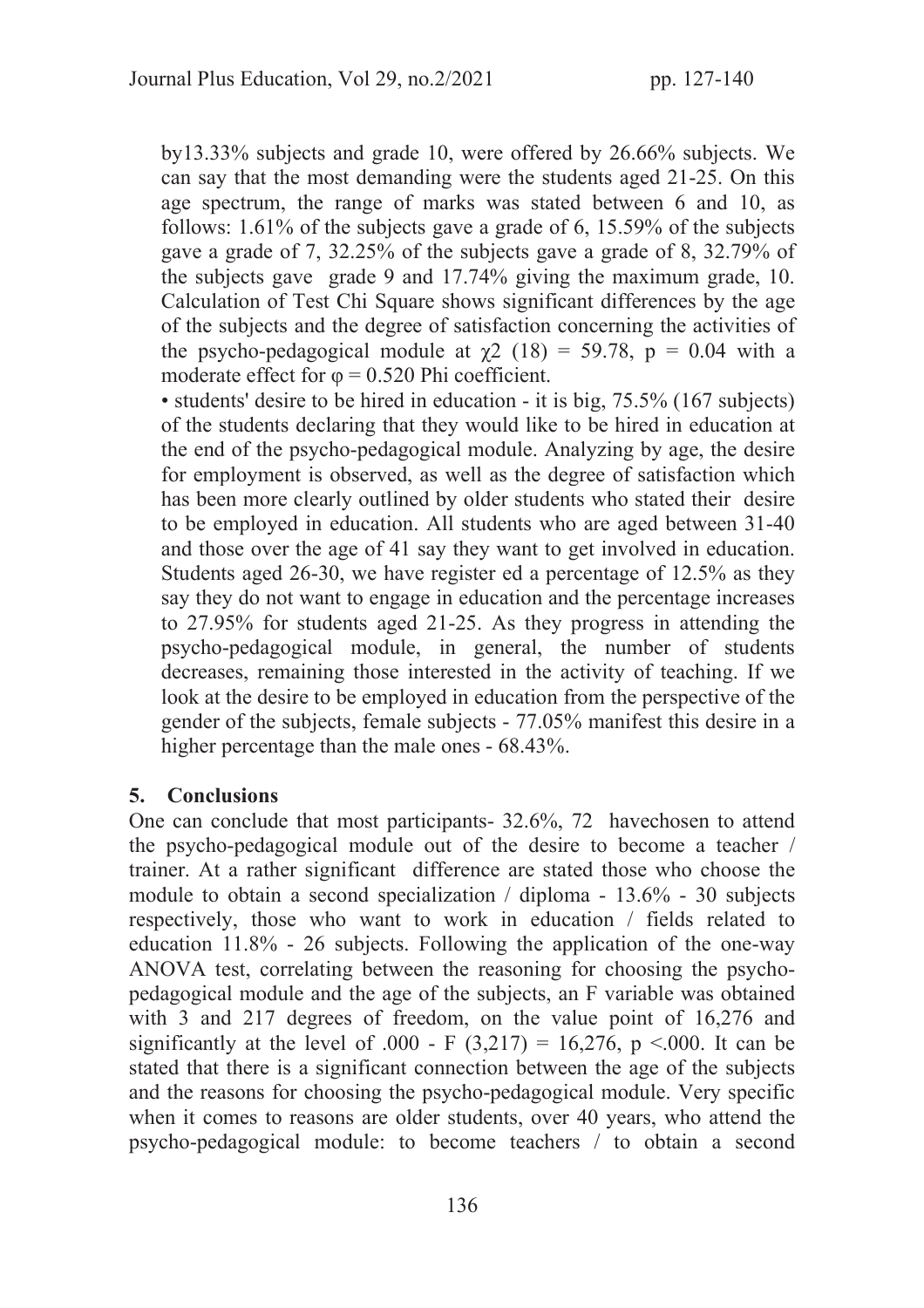by13.33% subjects and grade 10, were offered by 26.66% subjects. We can say that the most demanding were the students aged 21-25. On this age spectrum, the range of marks was stated between 6 and 10, as follows: 1.61% of the subjects gave a grade of 6, 15.59% of the subjects gave a grade of 7, 32.25% of the subjects gave a grade of 8, 32.79% of the subjects gave grade 9 and 17.74% giving the maximum grade, 10. Calculation of Test Chi Square shows significant differences by the age of the subjects and the degree of satisfaction concerning the activities of the psycho-pedagogical module at $\chi2$ (18) = 59.78, p = 0.04 with a moderate effect for $\varphi = 0.520$ Phi coefficient.

- students' desire to be hired in education - it is big, 75.5% (167 subjects) of the students declaring that they would like to be hired in education at the end of the psycho-pedagogical module. Analyzing by age, the desire for employment is observed, as well as the degree of satisfaction which has been more clearly outlined by older students who stated their desire to be employed in education. All students who are aged between 31-40 and those over the age of 41 say they want to get involved in education. Students aged 26-30, we have register ed a percentage of 12.5% as they say they do not want to engage in education and the percentage increases to 27.95% for students aged 21-25. As they progress in attending the psycho-pedagogical module, in general, the number of students decreases, remaining those interested in the activity of teaching. If we look at the desire to be employed in education from the perspective of the gender of the subjects, female subjects - 77.05% manifest this desire in a higher percentage than the male ones - 68.43%.

## 5. Conclusions

One can conclude that most participants- 32.6%, 72 havechosen to attend the psycho-pedagogical module out of the desire to become a teacher / trainer. At a rather significant difference are stated those who choose the module to obtain a second specialization / diploma - 13.6% - 30 subjects respectively, those who want to work in education / fields related to education 11.8% - 26 subjects. Following the application of the one-way ANOVA test, correlating between the reasoning for choosing the psycho-pedagogical module and the age of the subjects, an F variable was obtained with 3 and 217 degrees of freedom, on the value point of 16,276 and significantly at the level of .000 - F (3,217) = 16,276, p <.000. It can be stated that there is a significant connection between the age of the subjects and the reasons for choosing the psycho-pedagogical module. Very specific when it comes to reasons are older students, over 40 years, who attend the psycho-pedagogical module: to become teachers / to obtain a second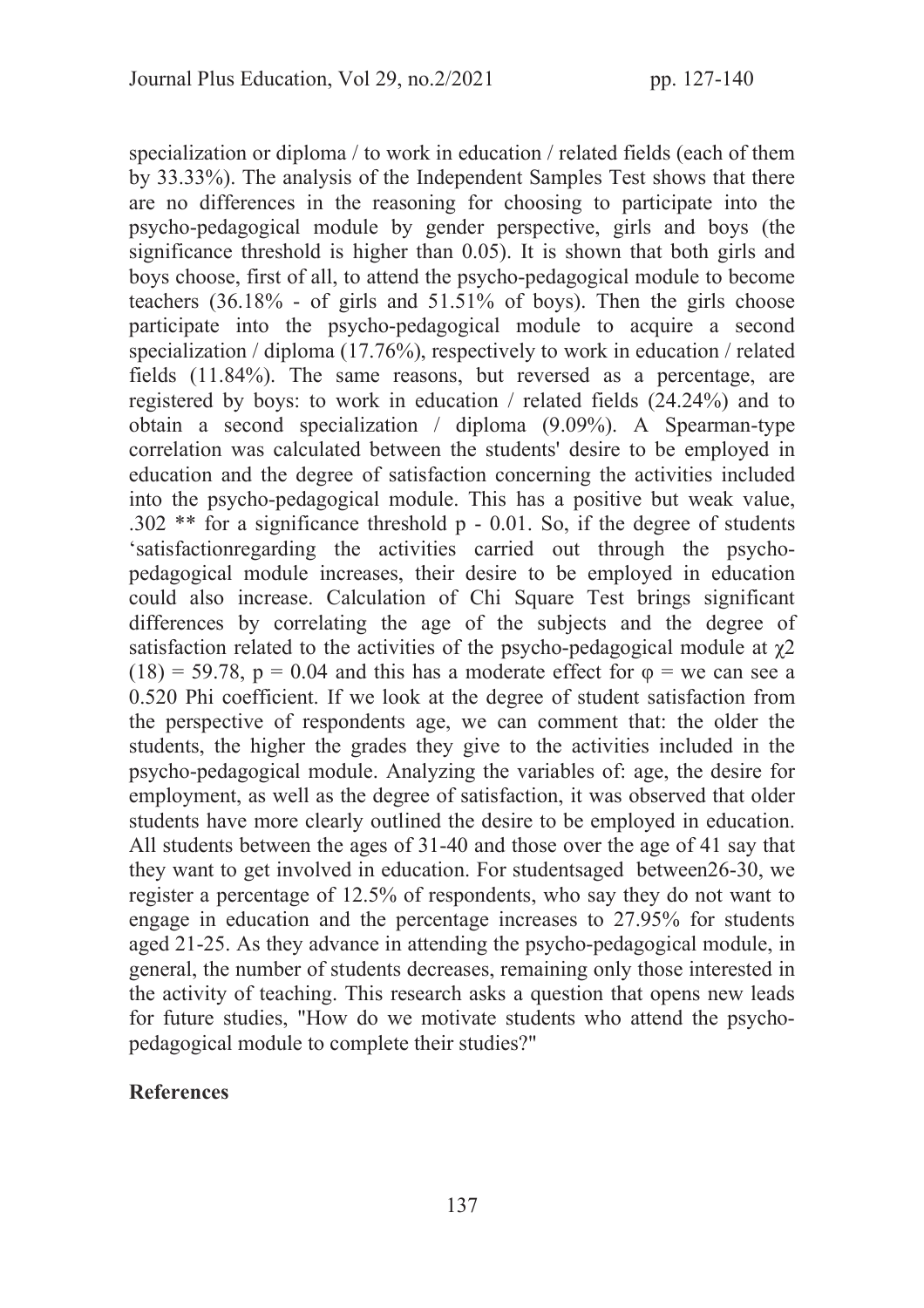specialization or diploma / to work in education / related fields (each of them by 33.33%). The analysis of the Independent Samples Test shows that there are no differences in the reasoning for choosing to participate into the psycho-pedagogical module by gender perspective, girls and boys (the significance threshold is higher than 0.05). It is shown that both girls and boys choose, first of all, to attend the psycho-pedagogical module to become teachers (36.18% - of girls and 51.51% of boys). Then the girls choose participate into the psycho-pedagogical module to acquire a second specialization / diploma (17.76%), respectively to work in education / related fields (11.84%). The same reasons, but reversed as a percentage, are registered by boys: to work in education / related fields (24.24%) and to obtain a second specialization / diploma (9.09%). A Spearman-type correlation was calculated between the students' desire to be employed in education and the degree of satisfaction concerning the activities included into the psycho-pedagogical module. This has a positive but weak value, .302 ** for a significance threshold p - 0.01. So, if the degree of students 'satisfactionregarding the activities carried out through the psycho-pedagogical module increases, their desire to be employed in education could also increase. Calculation of Chi Square Test brings significant differences by correlating the age of the subjects and the degree of satisfaction related to the activities of the psycho-pedagogical module at $\chi^2 (18) = 59.78$, $p = 0.04$ and this has a moderate effect for $\varphi$ = we can see a 0.520 Phi coefficient. If we look at the degree of student satisfaction from the perspective of respondents age, we can comment that: the older the students, the higher the grades they give to the activities included in the psycho-pedagogical module. Analyzing the variables of: age, the desire for employment, as well as the degree of satisfaction, it was observed that older students have more clearly outlined the desire to be employed in education. All students between the ages of 31-40 and those over the age of 41 say that they want to get involved in education. For studentsaged between26-30, we register a percentage of 12.5% of respondents, who say they do not want to engage in education and the percentage increases to 27.95% for students aged 21-25. As they advance in attending the psycho-pedagogical module, in general, the number of students decreases, remaining only those interested in the activity of teaching. This research asks a question that opens new leads for future studies, "How do we motivate students who attend the psycho-pedagogical module to complete their studies?"

## References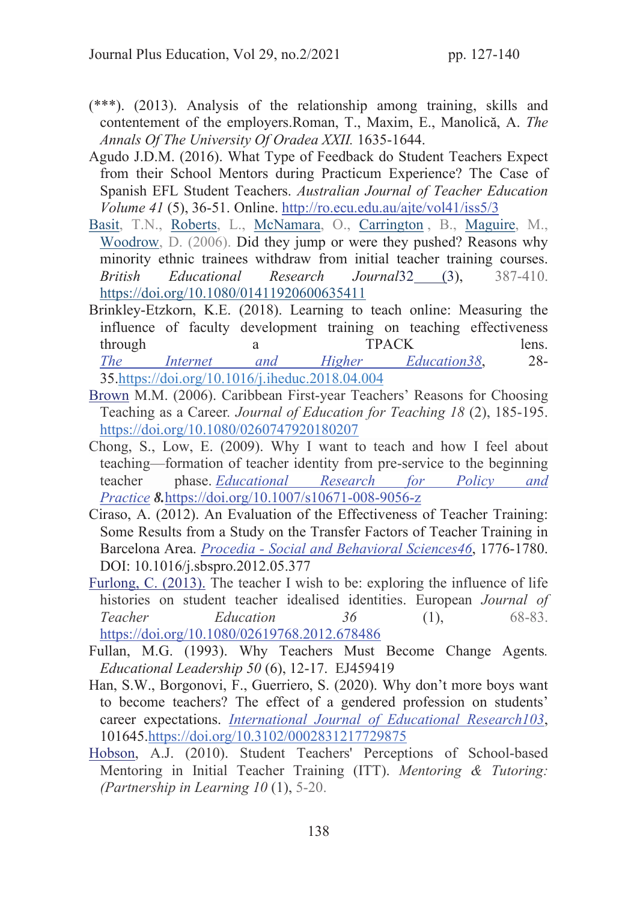(***). (2013). Analysis of the relationship among training, skills and contentement of the employers.Roman, T., Maxim, E., Manolică, A. *The Annals Of The University Of Oradea XXII.* 1635-1644.

Agudo J.D.M. (2016). What Type of Feedback do Student Teachers Expect from their School Mentors during Practicum Experience? The Case of Spanish EFL Student Teachers. *Australian Journal of Teacher Education Volume 41* (5), 36-51. Online. http://ro.ecu.edu.au/ajte/vol41/iss5/3

Basit, T.N., Roberts, L., McNamara, O., Carrington , B., Maguire, M., Woodrow, D. (2006). Did they jump or were they pushed? Reasons why minority ethnic trainees withdraw from initial teacher training courses. *British Educational Research Journal*32 (3), 387-410. https://doi.org/10.1080/01411920600635411

Brinkley-Etzkorn, K.E. (2018). Learning to teach online: Measuring the influence of faculty development training on teaching effectiveness through a TPACK lens. *The Internet and Higher Education38*, 28-35.https://doi.org/10.1016/j.iheduc.2018.04.004

Brown M.M. (2006). Caribbean First-year Teachers' Reasons for Choosing Teaching as a Career. *Journal of Education for Teaching 18* (2), 185-195. https://doi.org/10.1080/0260747920180207

Chong, S., Low, E. (2009). Why I want to teach and how I feel about teaching—formation of teacher identity from pre-service to the beginning teacher phase. *Educational Research for Policy and Practice* ***8.***https://doi.org/10.1007/s10671-008-9056-z

Ciraso, A. (2012). An Evaluation of the Effectiveness of Teacher Training: Some Results from a Study on the Transfer Factors of Teacher Training in Barcelona Area. *Procedia - Social and Behavioral Sciences46*, 1776-1780. DOI: 10.1016/j.sbspro.2012.05.377

Furlong, C. (2013). The teacher I wish to be: exploring the influence of life histories on student teacher idealised identities. European *Journal of Teacher Education 36* (1), 68-83. https://doi.org/10.1080/02619768.2012.678486

Fullan, M.G. (1993). Why Teachers Must Become Change Agents. *Educational Leadership 50* (6), 12-17. EJ459419

Han, S.W., Borgonovi, F., Guerriero, S. (2020). Why don't more boys want to become teachers? The effect of a gendered profession on students' career expectations. *International Journal of Educational Research103*, 101645.https://doi.org/10.3102/0002831217729875

Hobson, A.J. (2010). Student Teachers' Perceptions of School-based Mentoring in Initial Teacher Training (ITT). *Mentoring & Tutoring: (Partnership in Learning 10* (1), 5-20.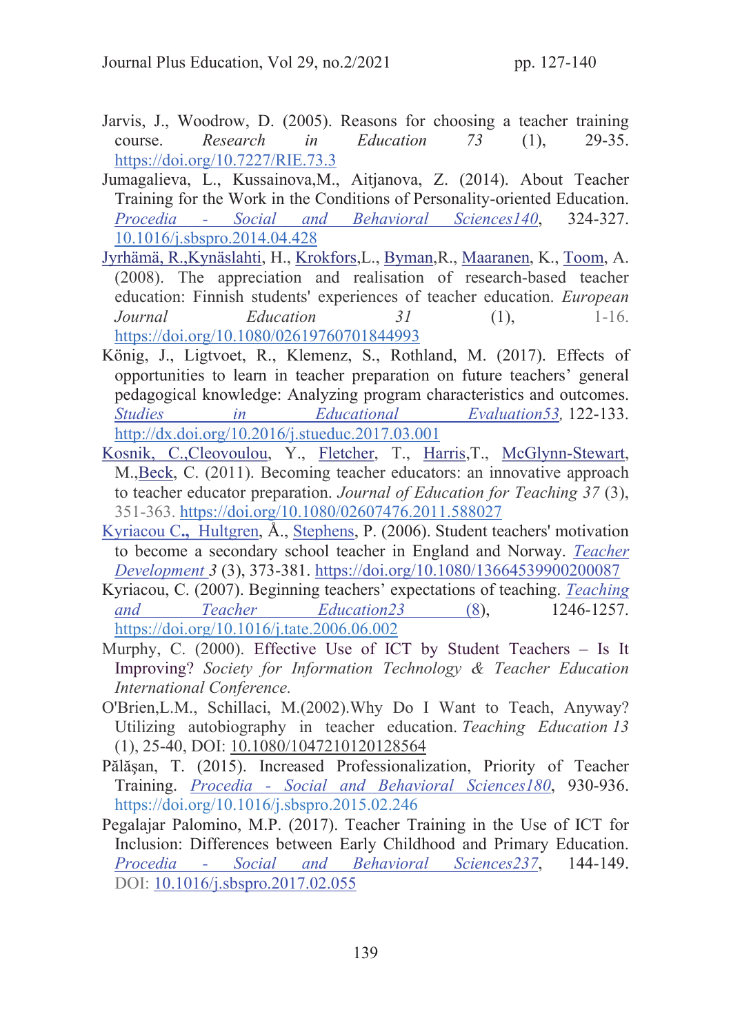Jarvis, J., Woodrow, D. (2005). Reasons for choosing a teacher training course. *Research in Education 73* (1), 29-35. https://doi.org/10.7227/RIE.73.3

Jumagalieva, L., Kussainova,M., Aitjanova, Z. (2014). About Teacher Training for the Work in the Conditions of Personality-oriented Education. *Procedia - Social and Behavioral Sciences140*, 324-327. 10.1016/j.sbspro.2014.04.428

Jyrhämä, R.,Kynäslahti, H., Krokfors,L., Byman,R., Maaranen, K., Toom, A. (2008). The appreciation and realisation of research-based teacher education: Finnish students' experiences of teacher education. *European Journal Education 31* (1), 1-16. https://doi.org/10.1080/02619760701844993

König, J., Ligtvoet, R., Klemenz, S., Rothland, M. (2017). Effects of opportunities to learn in teacher preparation on future teachers' general pedagogical knowledge: Analyzing program characteristics and outcomes. *Studies in Educational Evaluation53,* 122-133. http://dx.doi.org/10.2016/j.stueduc.2017.03.001

Kosnik, C.,Cleovoulou, Y., Fletcher, T., Harris,T., McGlynn-Stewart, M.,Beck, C. (2011). Becoming teacher educators: an innovative approach to teacher educator preparation. *Journal of Education for Teaching 37* (3), 351-363. https://doi.org/10.1080/02607476.2011.588027

Kyriacou C**.,** Hultgren, Å., Stephens, P. (2006). Student teachers' motivation to become a secondary school teacher in England and Norway. *Teacher Development 3* (3), 373-381. https://doi.org/10.1080/13664539900200087

Kyriacou, C. (2007). Beginning teachers' expectations of teaching. *Teaching and Teacher Education23* (8), 1246-1257. https://doi.org/10.1016/j.tate.2006.06.002

Murphy, C. (2000). Effective Use of ICT by Student Teachers – Is It Improving? *Society for Information Technology & Teacher Education International Conference.*

O'Brien,L.M., Schillaci, M.(2002).Why Do I Want to Teach, Anyway? Utilizing autobiography in teacher education. *Teaching Education 13* (1), 25-40, DOI: 10.1080/1047210120128564

Pălăşan, T. (2015). Increased Professionalization, Priority of Teacher Training. *Procedia - Social and Behavioral Sciences180*, 930-936. https://doi.org/10.1016/j.sbspro.2015.02.246

Pegalajar Palomino, M.P. (2017). Teacher Training in the Use of ICT for Inclusion: Differences between Early Childhood and Primary Education. *Procedia - Social and Behavioral Sciences237*, 144-149. DOI: 10.1016/j.sbspro.2017.02.055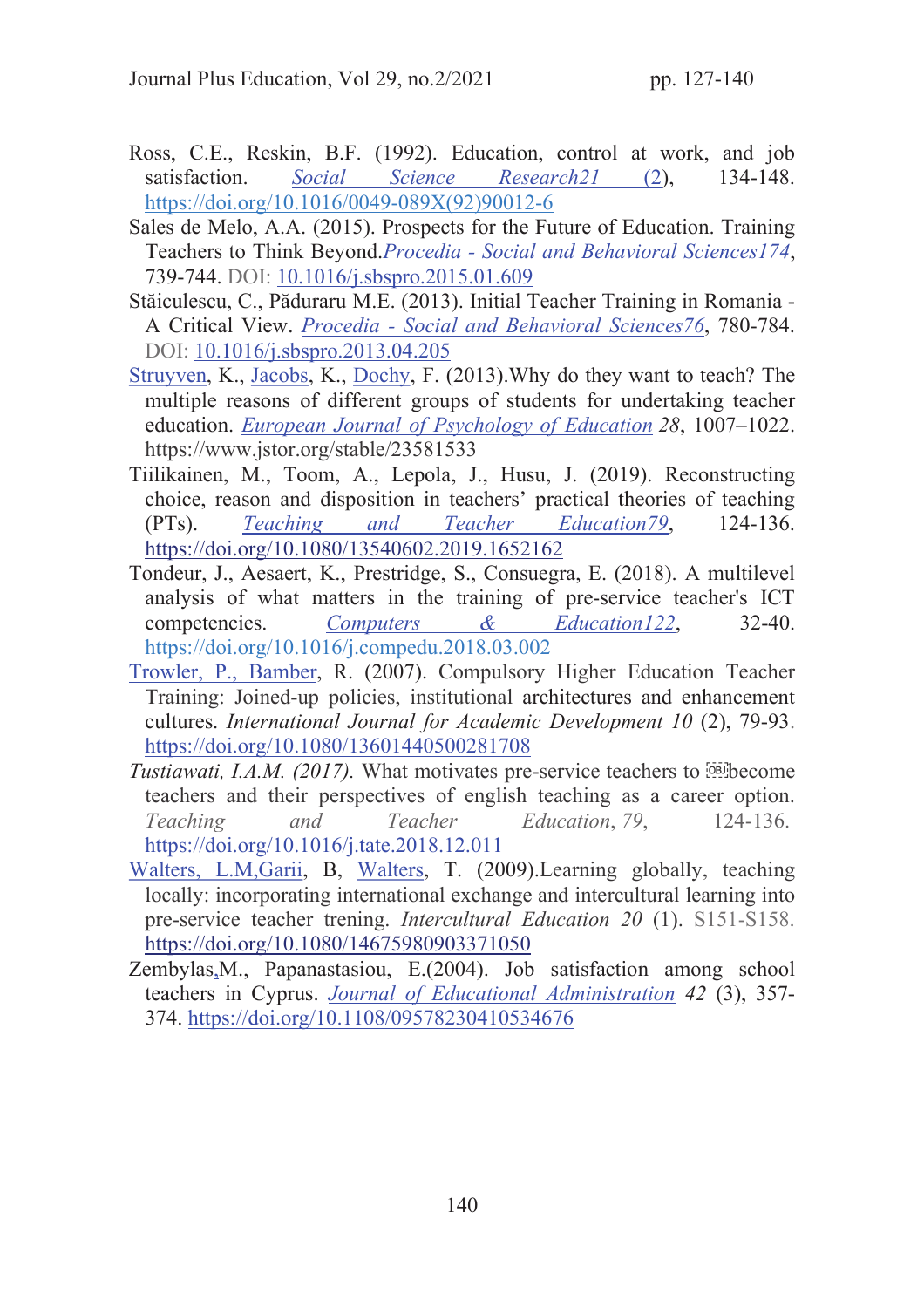Ross, C.E., Reskin, B.F. (1992). Education, control at work, and job satisfaction. *Social Science Research21 (2)*, 134-148. https://doi.org/10.1016/0049-089X(92)90012-6

Sales de Melo, A.A. (2015). Prospects for the Future of Education. Training Teachers to Think Beyond.*Procedia - Social and Behavioral Sciences174*, 739-744. DOI: 10.1016/j.sbspro.2015.01.609

Stăiculescu, C., Păduraru M.E. (2013). Initial Teacher Training in Romania - A Critical View. *Procedia - Social and Behavioral Sciences76*, 780-784. DOI: 10.1016/j.sbspro.2013.04.205

Struyven, K., Jacobs, K., Dochy, F. (2013).Why do they want to teach? The multiple reasons of different groups of students for undertaking teacher education. *European Journal of Psychology of Education* *28*, 1007–1022. https://www.jstor.org/stable/23581533

Tiilikainen, M., Toom, A., Lepola, J., Husu, J. (2019). Reconstructing choice, reason and disposition in teachers' practical theories of teaching (PTs). *Teaching and Teacher Education79*, 124-136. https://doi.org/10.1080/13540602.2019.1652162

Tondeur, J., Aesaert, K., Prestridge, S., Consuegra, E. (2018). A multilevel analysis of what matters in the training of pre-service teacher's ICT competencies. *Computers & Education122*, 32-40. https://doi.org/10.1016/j.compedu.2018.03.002

Trowler, P., Bamber, R. (2007). Compulsory Higher Education Teacher Training: Joined-up policies, institutional architectures and enhancement cultures. *International Journal for Academic Development 10* (2), 79-93. https://doi.org/10.1080/13601440500281708

*Tustiawati, I.A.M. (2017).* What motivates pre-service teachers to become teachers and their perspectives of english teaching as a career option. *Teaching and Teacher Education*, *79*, 124-136. https://doi.org/10.1016/j.tate.2018.12.011

Walters, L.M,Garii, B, Walters, T. (2009).Learning globally, teaching locally: incorporating international exchange and intercultural learning into pre-service teacher trening. *Intercultural Education 20* (1). S151-S158. https://doi.org/10.1080/14675980903371050

Zembylas,M., Papanastasiou, E.(2004). Job satisfaction among school teachers in Cyprus. *Journal of Educational Administration* *42* (3), 357-374. https://doi.org/10.1108/09578230410534676